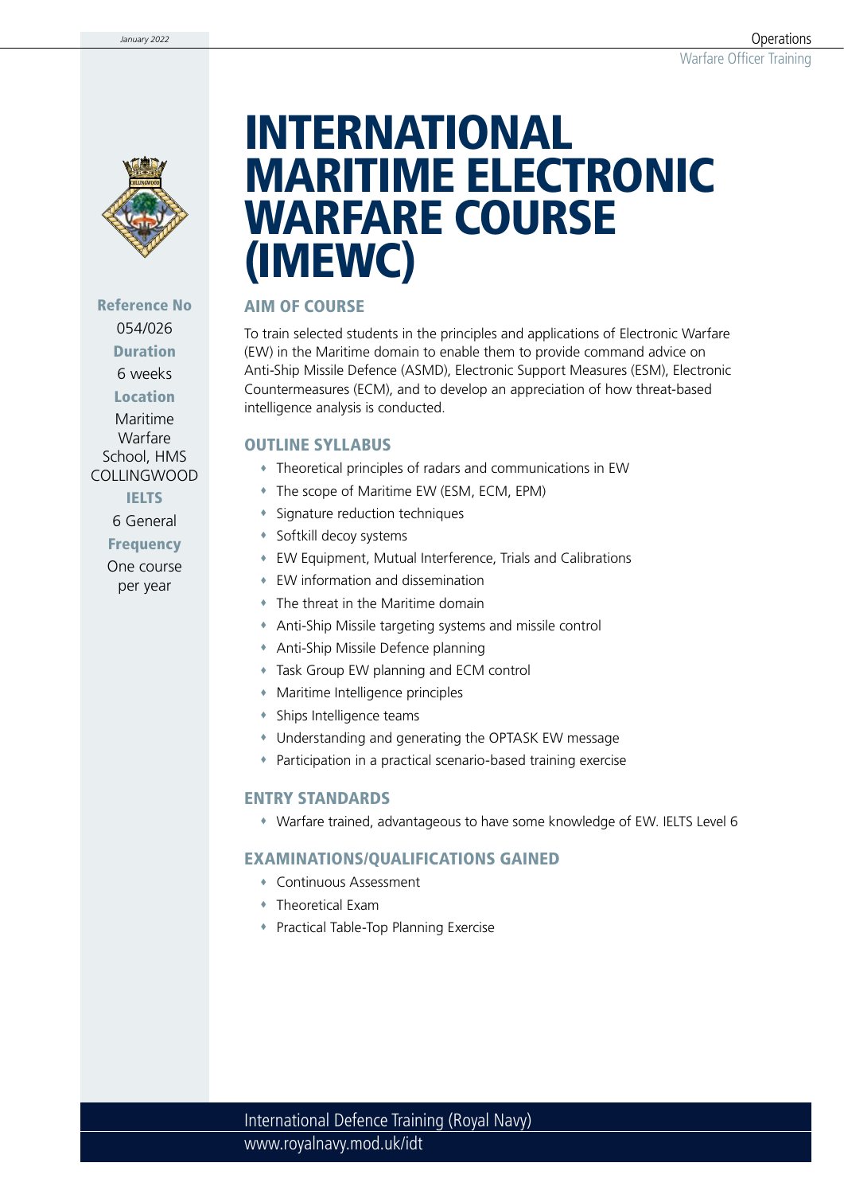# INTERNATIONAL MARITIME ELECTRONIC WARFARE COURSE (IMEWC)

**Reference No**
054/026

**Duration**
6 weeks

**Location**
Maritime Warfare School, HMS COLLINGWOOD

**IELTS**
6 General

**Frequency**
One course per year

## AIM OF COURSE

To train selected students in the principles and applications of Electronic Warfare (EW) in the Maritime domain to enable them to provide command advice on Anti-Ship Missile Defence (ASMD), Electronic Support Measures (ESM), Electronic Countermeasures (ECM), and to develop an appreciation of how threat-based intelligence analysis is conducted.

## OUTLINE SYLLABUS

- Theoretical principles of radars and communications in EW
- The scope of Maritime EW (ESM, ECM, EPM)
- Signature reduction techniques
- Softkill decoy systems
- EW Equipment, Mutual Interference, Trials and Calibrations
- EW information and dissemination
- The threat in the Maritime domain
- Anti-Ship Missile targeting systems and missile control
- Anti-Ship Missile Defence planning
- Task Group EW planning and ECM control
- Maritime Intelligence principles
- Ships Intelligence teams
- Understanding and generating the OPTASK EW message
- Participation in a practical scenario-based training exercise

## ENTRY STANDARDS

- Warfare trained, advantageous to have some knowledge of EW. IELTS Level 6

## EXAMINATIONS/QUALIFICATIONS GAINED

- Continuous Assessment
- Theoretical Exam
- Practical Table-Top Planning Exercise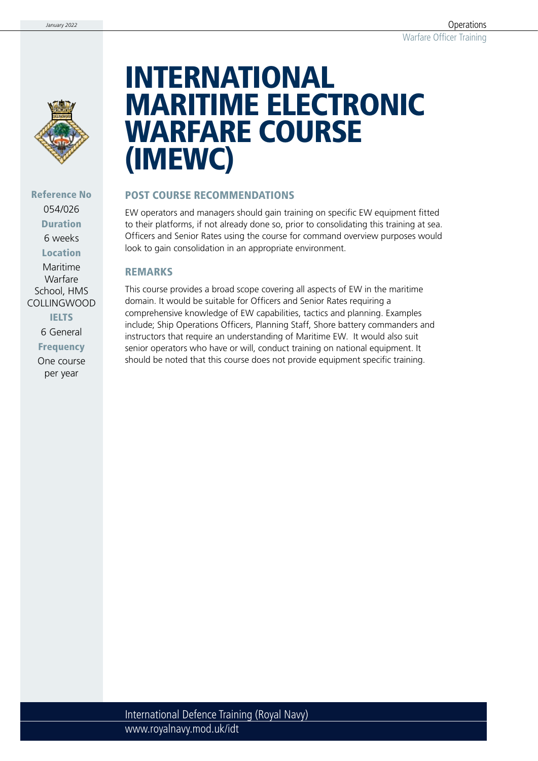# INTERNATIONAL MARITIME ELECTRONIC WARFARE COURSE (IMEWC)

**Reference No**
054/026

**Duration**
6 weeks

**Location**
Maritime Warfare School, HMS COLLINGWOOD

**IELTS**
6 General

**Frequency**
One course per year

## POST COURSE RECOMMENDATIONS

EW operators and managers should gain training on specific EW equipment fitted to their platforms, if not already done so, prior to consolidating this training at sea. Officers and Senior Rates using the course for command overview purposes would look to gain consolidation in an appropriate environment.

## REMARKS

This course provides a broad scope covering all aspects of EW in the maritime domain. It would be suitable for Officers and Senior Rates requiring a comprehensive knowledge of EW capabilities, tactics and planning. Examples include; Ship Operations Officers, Planning Staff, Shore battery commanders and instructors that require an understanding of Maritime EW. It would also suit senior operators who have or will, conduct training on national equipment. It should be noted that this course does not provide equipment specific training.